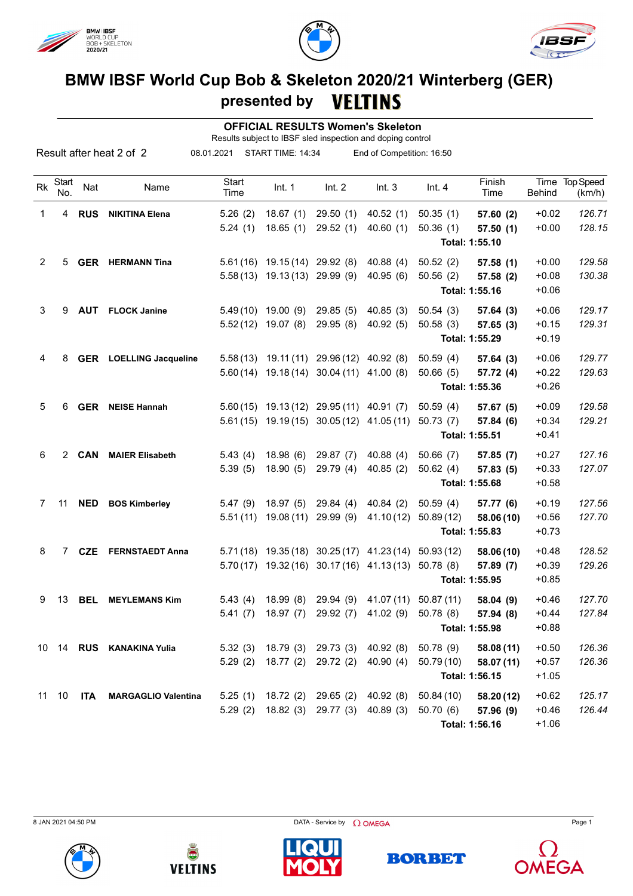# BMW IBSF World Cup Bob & Skeleton 2020/21 Winterberg (GER)

## presented by VELTINS

### OFFICIAL RESULTS Women's Skeleton

Results subject to IBSF sled inspection and doping control

Result after heat 2 of 2 | 08.01.2021 | START TIME: 14:34 | End of Competition: 16:50

| Rk | Start No. | Nat | Name | Start Time | Int. 1 | Int. 2 | Int. 3 | Int. 4 | Finish Time | Time Behind | Top Speed (km/h) |
|---|---|---|---|---|---|---|---|---|---|---|---|
| 1 | 4 | **RUS** | **NIKITINA Elena** | 5.26 (2) | 18.67 (1) | 29.50 (1) | 40.52 (1) | 50.35 (1) | **57.60 (2)** | +0.02 | *126.71* |
| | | | | 5.24 (1) | 18.65 (1) | 29.52 (1) | 40.60 (1) | 50.36 (1) | **57.50 (1)** | +0.00 | *128.15* |
| | | | | | | | | | **Total: 1:55.10** | | |
| 2 | 5 | **GER** | **HERMANN Tina** | 5.61 (16) | 19.15 (14) | 29.92 (8) | 40.88 (4) | 50.52 (2) | **57.58 (1)** | +0.00 | *129.58* |
| | | | | 5.58 (13) | 19.13 (13) | 29.99 (9) | 40.95 (6) | 50.56 (2) | **57.58 (2)** | +0.08 | *130.38* |
| | | | | | | | | | **Total: 1:55.16** | +0.06 | |
| 3 | 9 | **AUT** | **FLOCK Janine** | 5.49 (10) | 19.00 (9) | 29.85 (5) | 40.85 (3) | 50.54 (3) | **57.64 (3)** | +0.06 | *129.17* |
| | | | | 5.52 (12) | 19.07 (8) | 29.95 (8) | 40.92 (5) | 50.58 (3) | **57.65 (3)** | +0.15 | *129.31* |
| | | | | | | | | | **Total: 1:55.29** | +0.19 | |
| 4 | 8 | **GER** | **LOELLING Jacqueline** | 5.58 (13) | 19.11 (11) | 29.96 (12) | 40.92 (8) | 50.59 (4) | **57.64 (3)** | +0.06 | *129.77* |
| | | | | 5.60 (14) | 19.18 (14) | 30.04 (11) | 41.00 (8) | 50.66 (5) | **57.72 (4)** | +0.22 | *129.63* |
| | | | | | | | | | **Total: 1:55.36** | +0.26 | |
| 5 | 6 | **GER** | **NEISE Hannah** | 5.60 (15) | 19.13 (12) | 29.95 (11) | 40.91 (7) | 50.59 (4) | **57.67 (5)** | +0.09 | *129.58* |
| | | | | 5.61 (15) | 19.19 (15) | 30.05 (12) | 41.05 (11) | 50.73 (7) | **57.84 (6)** | +0.34 | *129.21* |
| | | | | | | | | | **Total: 1:55.51** | +0.41 | |
| 6 | 2 | **CAN** | **MAIER Elisabeth** | 5.43 (4) | 18.98 (6) | 29.87 (7) | 40.88 (4) | 50.66 (7) | **57.85 (7)** | +0.27 | *127.16* |
| | | | | 5.39 (5) | 18.90 (5) | 29.79 (4) | 40.85 (2) | 50.62 (4) | **57.83 (5)** | +0.33 | *127.07* |
| | | | | | | | | | **Total: 1:55.68** | +0.58 | |
| 7 | 11 | **NED** | **BOS Kimberley** | 5.47 (9) | 18.97 (5) | 29.84 (4) | 40.84 (2) | 50.59 (4) | **57.77 (6)** | +0.19 | *127.56* |
| | | | | 5.51 (11) | 19.08 (11) | 29.99 (9) | 41.10 (12) | 50.89 (12) | **58.06 (10)** | +0.56 | *127.70* |
| | | | | | | | | | **Total: 1:55.83** | +0.73 | |
| 8 | 7 | **CZE** | **FERNSTAEDT Anna** | 5.71 (18) | 19.35 (18) | 30.25 (17) | 41.23 (14) | 50.93 (12) | **58.06 (10)** | +0.48 | *128.52* |
| | | | | 5.70 (17) | 19.32 (16) | 30.17 (16) | 41.13 (13) | 50.78 (8) | **57.89 (7)** | +0.39 | *129.26* |
| | | | | | | | | | **Total: 1:55.95** | +0.85 | |
| 9 | 13 | **BEL** | **MEYLEMANS Kim** | 5.43 (4) | 18.99 (8) | 29.94 (9) | 41.07 (11) | 50.87 (11) | **58.04 (9)** | +0.46 | *127.70* |
| | | | | 5.41 (7) | 18.97 (7) | 29.92 (7) | 41.02 (9) | 50.78 (8) | **57.94 (8)** | +0.44 | *127.84* |
| | | | | | | | | | **Total: 1:55.98** | +0.88 | |
| 10 | 14 | **RUS** | **KANAKINA Yulia** | 5.32 (3) | 18.79 (3) | 29.73 (3) | 40.92 (8) | 50.78 (9) | **58.08 (11)** | +0.50 | *126.36* |
| | | | | 5.29 (2) | 18.77 (2) | 29.72 (2) | 40.90 (4) | 50.79 (10) | **58.07 (11)** | +0.57 | *126.36* |
| | | | | | | | | | **Total: 1:56.15** | +1.05 | |
| 11 | 10 | **ITA** | **MARGAGLIO Valentina** | 5.25 (1) | 18.72 (2) | 29.65 (2) | 40.92 (8) | 50.84 (10) | **58.20 (12)** | +0.62 | *125.17* |
| | | | | 5.29 (2) | 18.82 (3) | 29.77 (3) | 40.89 (3) | 50.70 (6) | **57.96 (9)** | +0.46 | *126.44* |
| | | | | | | | | | **Total: 1:56.16** | +1.06 | |

8 JAN 2021 04:50 PM — DATA - Service by OMEGA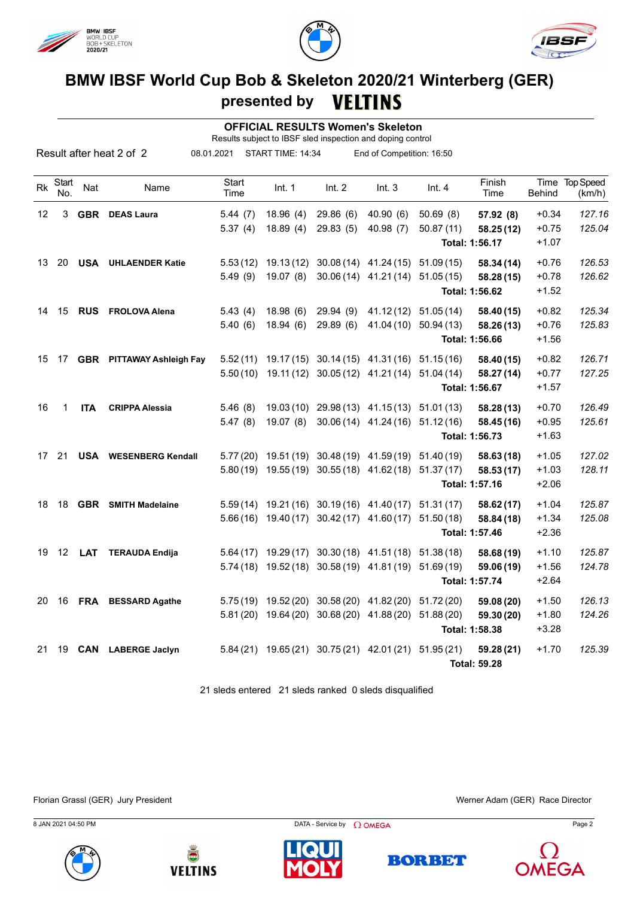# BMW IBSF World Cup Bob & Skeleton 2020/21 Winterberg (GER)

## presented by VELTINS

### OFFICIAL RESULTS Women's Skeleton

Results subject to IBSF sled inspection and doping control

Result after heat 2 of 2 08.01.2021 START TIME: 14:34 End of Competition: 16:50

| Rk | Start No. | Nat | Name | Start Time | Int. 1 | Int. 2 | Int. 3 | Int. 4 | Finish Time | Time Behind | Top Speed (km/h) |
|---|---|---|---|---|---|---|---|---|---|---|---|
| 12 | 3 | **GBR** | **DEAS Laura** | 5.44 (7) | 18.96 (4) | 29.86 (6) | 40.90 (6) | 50.69 (8) | **57.92 (8)** | +0.34 | *127.16* |
| | | | | 5.37 (4) | 18.89 (4) | 29.83 (5) | 40.98 (7) | 50.87 (11) | **58.25 (12)** | +0.75 | *125.04* |
| | | | | | | | | | **Total: 1:56.17** | +1.07 | |
| 13 | 20 | **USA** | **UHLAENDER Katie** | 5.53 (12) | 19.13 (12) | 30.08 (14) | 41.24 (15) | 51.09 (15) | **58.34 (14)** | +0.76 | *126.53* |
| | | | | 5.49 (9) | 19.07 (8) | 30.06 (14) | 41.21 (14) | 51.05 (15) | **58.28 (15)** | +0.78 | *126.62* |
| | | | | | | | | | **Total: 1:56.62** | +1.52 | |
| 14 | 15 | **RUS** | **FROLOVA Alena** | 5.43 (4) | 18.98 (6) | 29.94 (9) | 41.12 (12) | 51.05 (14) | **58.40 (15)** | +0.82 | *125.34* |
| | | | | 5.40 (6) | 18.94 (6) | 29.89 (6) | 41.04 (10) | 50.94 (13) | **58.26 (13)** | +0.76 | *125.83* |
| | | | | | | | | | **Total: 1:56.66** | +1.56 | |
| 15 | 17 | **GBR** | **PITTAWAY Ashleigh Fay** | 5.52 (11) | 19.17 (15) | 30.14 (15) | 41.31 (16) | 51.15 (16) | **58.40 (15)** | +0.82 | *126.71* |
| | | | | 5.50 (10) | 19.11 (12) | 30.05 (12) | 41.21 (14) | 51.04 (14) | **58.27 (14)** | +0.77 | *127.25* |
| | | | | | | | | | **Total: 1:56.67** | +1.57 | |
| 16 | 1 | **ITA** | **CRIPPA Alessia** | 5.46 (8) | 19.03 (10) | 29.98 (13) | 41.15 (13) | 51.01 (13) | **58.28 (13)** | +0.70 | *126.49* |
| | | | | 5.47 (8) | 19.07 (8) | 30.06 (14) | 41.24 (16) | 51.12 (16) | **58.45 (16)** | +0.95 | *125.61* |
| | | | | | | | | | **Total: 1:56.73** | +1.63 | |
| 17 | 21 | **USA** | **WESENBERG Kendall** | 5.77 (20) | 19.51 (19) | 30.48 (19) | 41.59 (19) | 51.40 (19) | **58.63 (18)** | +1.05 | *127.02* |
| | | | | 5.80 (19) | 19.55 (19) | 30.55 (18) | 41.62 (18) | 51.37 (17) | **58.53 (17)** | +1.03 | *128.11* |
| | | | | | | | | | **Total: 1:57.16** | +2.06 | |
| 18 | 18 | **GBR** | **SMITH Madelaine** | 5.59 (14) | 19.21 (16) | 30.19 (16) | 41.40 (17) | 51.31 (17) | **58.62 (17)** | +1.04 | *125.87* |
| | | | | 5.66 (16) | 19.40 (17) | 30.42 (17) | 41.60 (17) | 51.50 (18) | **58.84 (18)** | +1.34 | *125.08* |
| | | | | | | | | | **Total: 1:57.46** | +2.36 | |
| 19 | 12 | **LAT** | **TERAUDA Endija** | 5.64 (17) | 19.29 (17) | 30.30 (18) | 41.51 (18) | 51.38 (18) | **58.68 (19)** | +1.10 | *125.87* |
| | | | | 5.74 (18) | 19.52 (18) | 30.58 (19) | 41.81 (19) | 51.69 (19) | **59.06 (19)** | +1.56 | *124.78* |
| | | | | | | | | | **Total: 1:57.74** | +2.64 | |
| 20 | 16 | **FRA** | **BESSARD Agathe** | 5.75 (19) | 19.52 (20) | 30.58 (20) | 41.82 (20) | 51.72 (20) | **59.08 (20)** | +1.50 | *126.13* |
| | | | | 5.81 (20) | 19.64 (20) | 30.68 (20) | 41.88 (20) | 51.88 (20) | **59.30 (20)** | +1.80 | *124.26* |
| | | | | | | | | | **Total: 1:58.38** | +3.28 | |
| 21 | 19 | **CAN** | **LABERGE Jaclyn** | 5.84 (21) | 19.65 (21) | 30.75 (21) | 42.01 (21) | 51.95 (21) | **59.28 (21)** | +1.70 | *125.39* |
| | | | | | | | | | **Total: 59.28** | | |

21 sleds entered 21 sleds ranked 0 sleds disqualified

Florian Grassl (GER) Jury President

Werner Adam (GER) Race Director

8 JAN 2021 04:50 PM

DATA - Service by OMEGA